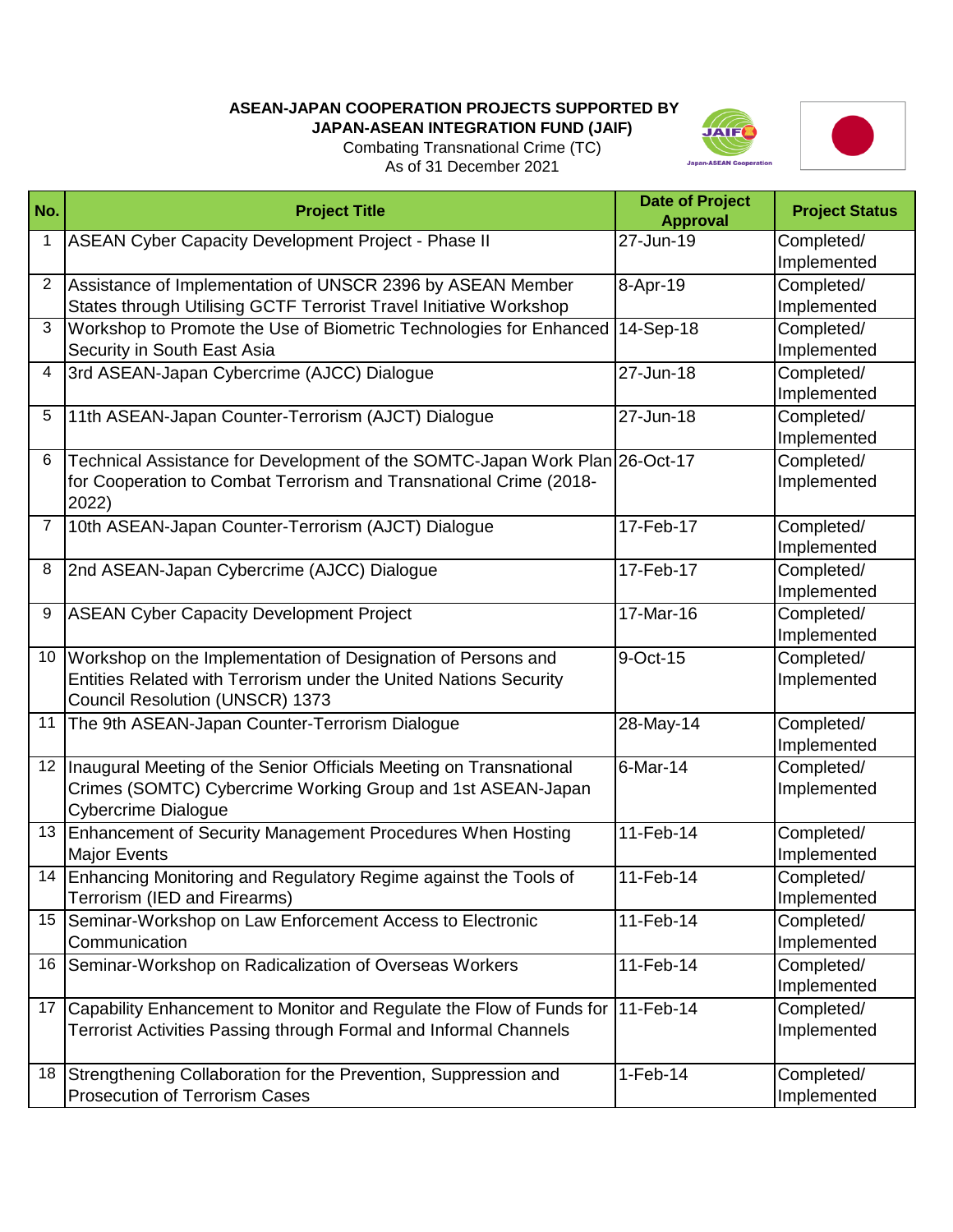**ASEAN-JAPAN COOPERATION PROJECTS SUPPORTED BY JAPAN-ASEAN INTEGRATION FUND (JAIF)**

Combating Transnational Crime (TC)

As of 31 December 2021

| No. | Project Title | Date of Project Approval | Project Status |
|---|---|---|---|
| 1 | ASEAN Cyber Capacity Development Project - Phase II | 27-Jun-19 | Completed/ Implemented |
| 2 | Assistance of Implementation of UNSCR 2396 by ASEAN Member States through Utilising GCTF Terrorist Travel Initiative Workshop | 8-Apr-19 | Completed/ Implemented |
| 3 | Workshop to Promote the Use of Biometric Technologies for Enhanced Security in South East Asia | 14-Sep-18 | Completed/ Implemented |
| 4 | 3rd ASEAN-Japan Cybercrime (AJCC) Dialogue | 27-Jun-18 | Completed/ Implemented |
| 5 | 11th ASEAN-Japan Counter-Terrorism (AJCT) Dialogue | 27-Jun-18 | Completed/ Implemented |
| 6 | Technical Assistance for Development of the SOMTC-Japan Work Plan for Cooperation to Combat Terrorism and Transnational Crime (2018-2022) | 26-Oct-17 | Completed/ Implemented |
| 7 | 10th ASEAN-Japan Counter-Terrorism (AJCT) Dialogue | 17-Feb-17 | Completed/ Implemented |
| 8 | 2nd ASEAN-Japan Cybercrime (AJCC) Dialogue | 17-Feb-17 | Completed/ Implemented |
| 9 | ASEAN Cyber Capacity Development Project | 17-Mar-16 | Completed/ Implemented |
| 10 | Workshop on the Implementation of Designation of Persons and Entities Related with Terrorism under the United Nations Security Council Resolution (UNSCR) 1373 | 9-Oct-15 | Completed/ Implemented |
| 11 | The 9th ASEAN-Japan Counter-Terrorism Dialogue | 28-May-14 | Completed/ Implemented |
| 12 | Inaugural Meeting of the Senior Officials Meeting on Transnational Crimes (SOMTC) Cybercrime Working Group and 1st ASEAN-Japan Cybercrime Dialogue | 6-Mar-14 | Completed/ Implemented |
| 13 | Enhancement of Security Management Procedures When Hosting Major Events | 11-Feb-14 | Completed/ Implemented |
| 14 | Enhancing Monitoring and Regulatory Regime against the Tools of Terrorism (IED and Firearms) | 11-Feb-14 | Completed/ Implemented |
| 15 | Seminar-Workshop on Law Enforcement Access to Electronic Communication | 11-Feb-14 | Completed/ Implemented |
| 16 | Seminar-Workshop on Radicalization of Overseas Workers | 11-Feb-14 | Completed/ Implemented |
| 17 | Capability Enhancement to Monitor and Regulate the Flow of Funds for Terrorist Activities Passing through Formal and Informal Channels | 11-Feb-14 | Completed/ Implemented |
| 18 | Strengthening Collaboration for the Prevention, Suppression and Prosecution of Terrorism Cases | 1-Feb-14 | Completed/ Implemented |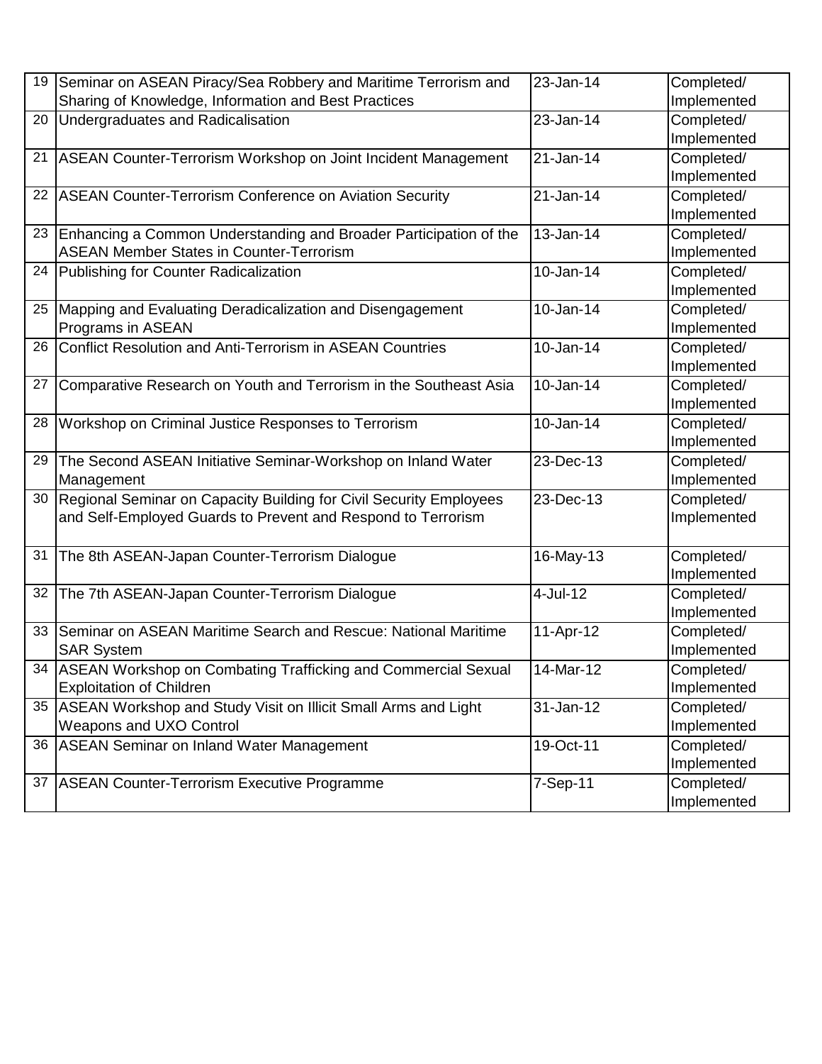| | | | |
|---|---|---|---|
| 19 | Seminar on ASEAN Piracy/Sea Robbery and Maritime Terrorism and Sharing of Knowledge, Information and Best Practices | 23-Jan-14 | Completed/ Implemented |
| 20 | Undergraduates and Radicalisation | 23-Jan-14 | Completed/ Implemented |
| 21 | ASEAN Counter-Terrorism Workshop on Joint Incident Management | 21-Jan-14 | Completed/ Implemented |
| 22 | ASEAN Counter-Terrorism Conference on Aviation Security | 21-Jan-14 | Completed/ Implemented |
| 23 | Enhancing a Common Understanding and Broader Participation of the ASEAN Member States in Counter-Terrorism | 13-Jan-14 | Completed/ Implemented |
| 24 | Publishing for Counter Radicalization | 10-Jan-14 | Completed/ Implemented |
| 25 | Mapping and Evaluating Deradicalization and Disengagement Programs in ASEAN | 10-Jan-14 | Completed/ Implemented |
| 26 | Conflict Resolution and Anti-Terrorism in ASEAN Countries | 10-Jan-14 | Completed/ Implemented |
| 27 | Comparative Research on Youth and Terrorism in the Southeast Asia | 10-Jan-14 | Completed/ Implemented |
| 28 | Workshop on Criminal Justice Responses to Terrorism | 10-Jan-14 | Completed/ Implemented |
| 29 | The Second ASEAN Initiative Seminar-Workshop on Inland Water Management | 23-Dec-13 | Completed/ Implemented |
| 30 | Regional Seminar on Capacity Building for Civil Security Employees and Self-Employed Guards to Prevent and Respond to Terrorism | 23-Dec-13 | Completed/ Implemented |
| 31 | The 8th ASEAN-Japan Counter-Terrorism Dialogue | 16-May-13 | Completed/ Implemented |
| 32 | The 7th ASEAN-Japan Counter-Terrorism Dialogue | 4-Jul-12 | Completed/ Implemented |
| 33 | Seminar on ASEAN Maritime Search and Rescue: National Maritime SAR System | 11-Apr-12 | Completed/ Implemented |
| 34 | ASEAN Workshop on Combating Trafficking and Commercial Sexual Exploitation of Children | 14-Mar-12 | Completed/ Implemented |
| 35 | ASEAN Workshop and Study Visit on Illicit Small Arms and Light Weapons and UXO Control | 31-Jan-12 | Completed/ Implemented |
| 36 | ASEAN Seminar on Inland Water Management | 19-Oct-11 | Completed/ Implemented |
| 37 | ASEAN Counter-Terrorism Executive Programme | 7-Sep-11 | Completed/ Implemented |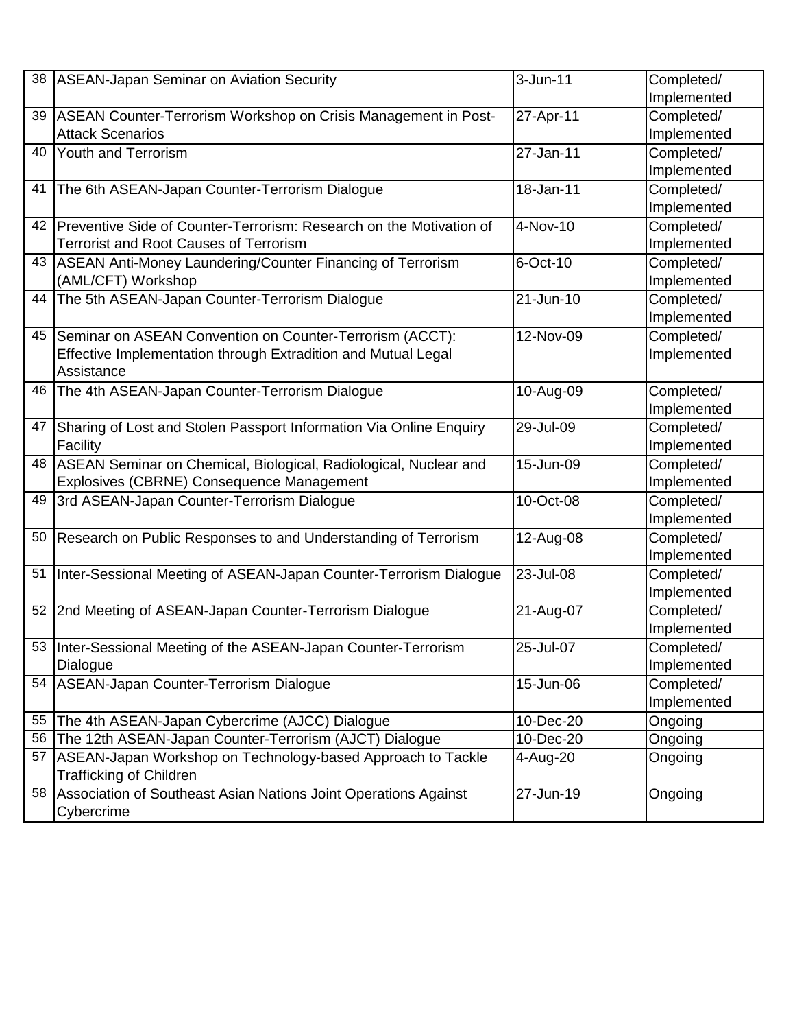| | | | |
|---|---|---|---|
| 38 | ASEAN-Japan Seminar on Aviation Security | 3-Jun-11 | Completed/ Implemented |
| 39 | ASEAN Counter-Terrorism Workshop on Crisis Management in Post-Attack Scenarios | 27-Apr-11 | Completed/ Implemented |
| 40 | Youth and Terrorism | 27-Jan-11 | Completed/ Implemented |
| 41 | The 6th ASEAN-Japan Counter-Terrorism Dialogue | 18-Jan-11 | Completed/ Implemented |
| 42 | Preventive Side of Counter-Terrorism: Research on the Motivation of Terrorist and Root Causes of Terrorism | 4-Nov-10 | Completed/ Implemented |
| 43 | ASEAN Anti-Money Laundering/Counter Financing of Terrorism (AML/CFT) Workshop | 6-Oct-10 | Completed/ Implemented |
| 44 | The 5th ASEAN-Japan Counter-Terrorism Dialogue | 21-Jun-10 | Completed/ Implemented |
| 45 | Seminar on ASEAN Convention on Counter-Terrorism (ACCT): Effective Implementation through Extradition and Mutual Legal Assistance | 12-Nov-09 | Completed/ Implemented |
| 46 | The 4th ASEAN-Japan Counter-Terrorism Dialogue | 10-Aug-09 | Completed/ Implemented |
| 47 | Sharing of Lost and Stolen Passport Information Via Online Enquiry Facility | 29-Jul-09 | Completed/ Implemented |
| 48 | ASEAN Seminar on Chemical, Biological, Radiological, Nuclear and Explosives (CBRNE) Consequence Management | 15-Jun-09 | Completed/ Implemented |
| 49 | 3rd ASEAN-Japan Counter-Terrorism Dialogue | 10-Oct-08 | Completed/ Implemented |
| 50 | Research on Public Responses to and Understanding of Terrorism | 12-Aug-08 | Completed/ Implemented |
| 51 | Inter-Sessional Meeting of ASEAN-Japan Counter-Terrorism Dialogue | 23-Jul-08 | Completed/ Implemented |
| 52 | 2nd Meeting of ASEAN-Japan Counter-Terrorism Dialogue | 21-Aug-07 | Completed/ Implemented |
| 53 | Inter-Sessional Meeting of the ASEAN-Japan Counter-Terrorism Dialogue | 25-Jul-07 | Completed/ Implemented |
| 54 | ASEAN-Japan Counter-Terrorism Dialogue | 15-Jun-06 | Completed/ Implemented |
| 55 | The 4th ASEAN-Japan Cybercrime (AJCC) Dialogue | 10-Dec-20 | Ongoing |
| 56 | The 12th ASEAN-Japan Counter-Terrorism (AJCT) Dialogue | 10-Dec-20 | Ongoing |
| 57 | ASEAN-Japan Workshop on Technology-based Approach to Tackle Trafficking of Children | 4-Aug-20 | Ongoing |
| 58 | Association of Southeast Asian Nations Joint Operations Against Cybercrime | 27-Jun-19 | Ongoing |